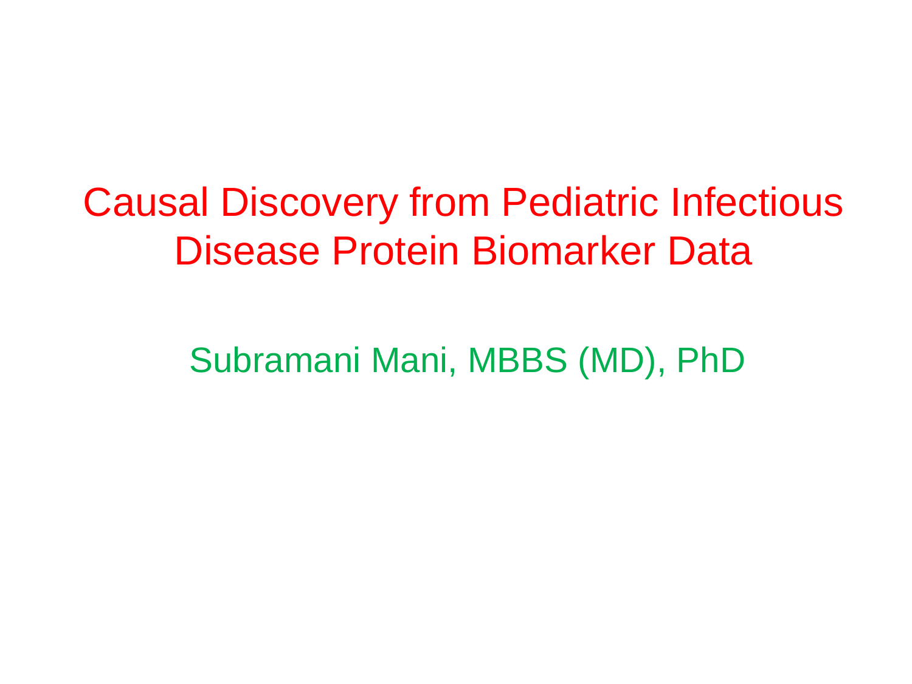# Causal Discovery from Pediatric Infectious Disease Protein Biomarker Data

Subramani Mani, MBBS (MD), PhD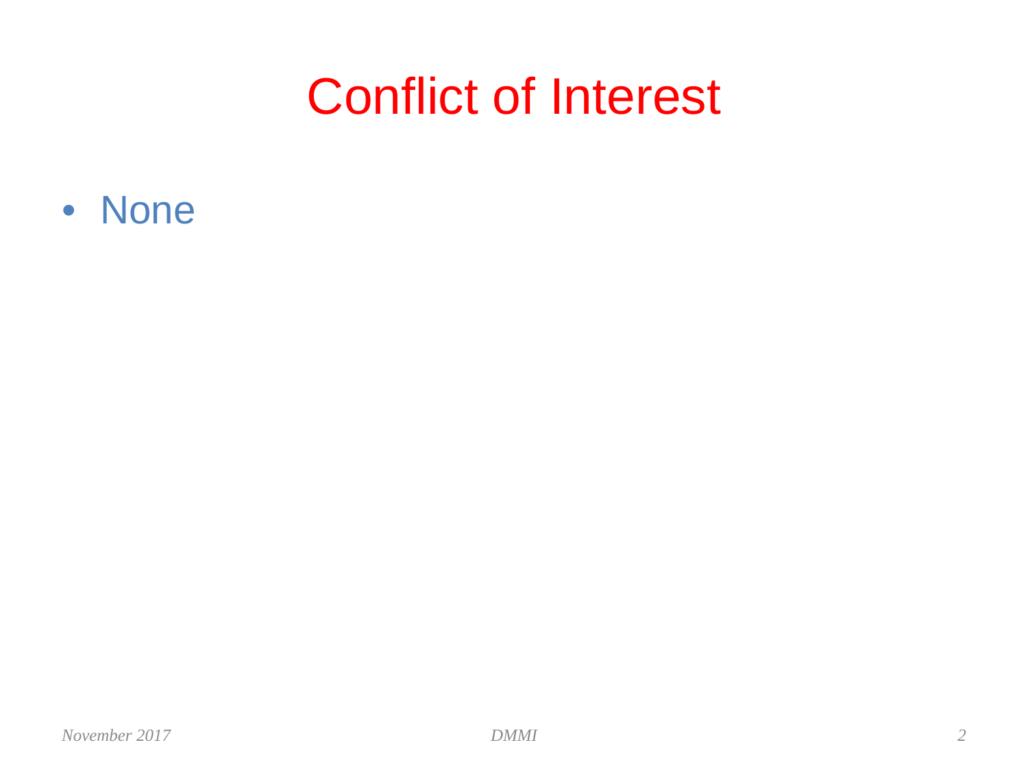# Conflict of Interest

- None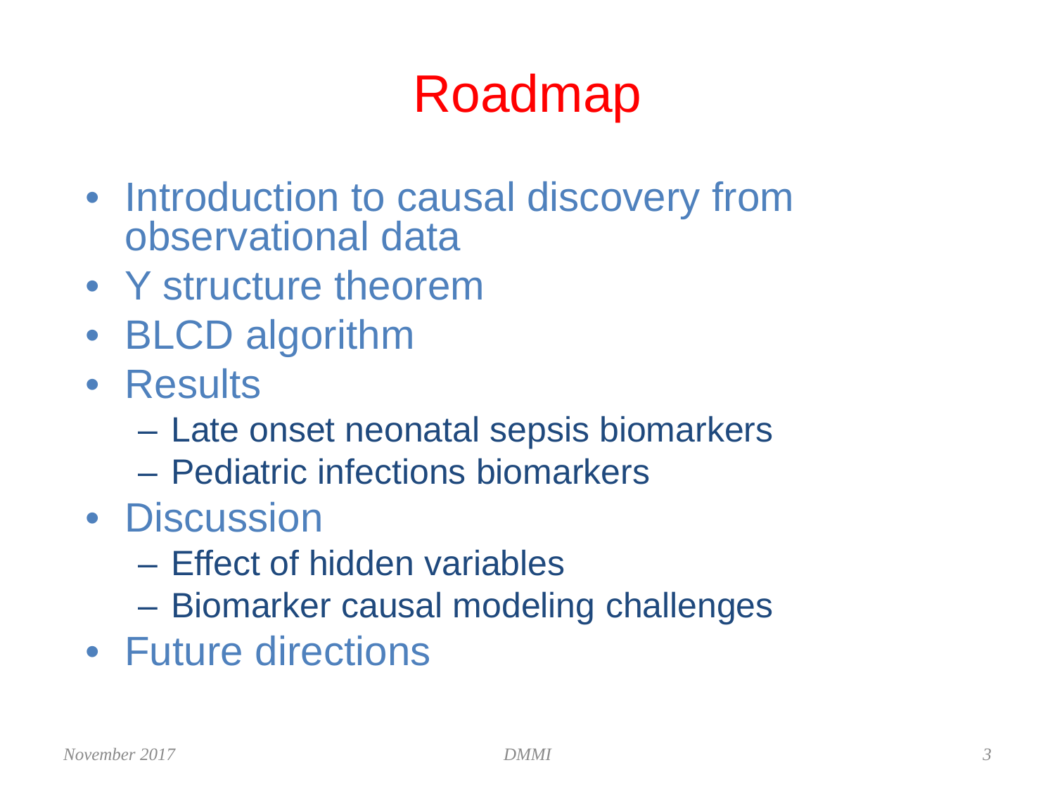# Roadmap

- Introduction to causal discovery from observational data
- Y structure theorem
- BLCD algorithm
- Results
  - Late onset neonatal sepsis biomarkers
  - Pediatric infections biomarkers
- Discussion
  - Effect of hidden variables
  - Biomarker causal modeling challenges
- Future directions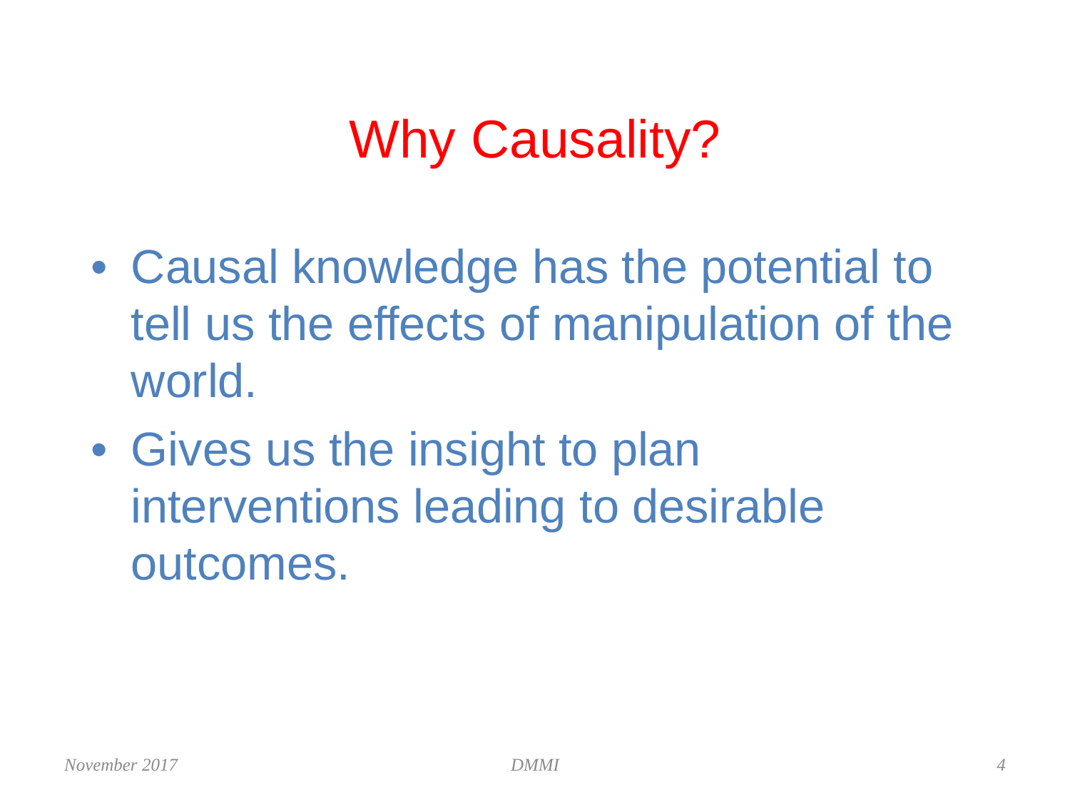# Why Causality?

- Causal knowledge has the potential to tell us the effects of manipulation of the world.
- Gives us the insight to plan interventions leading to desirable outcomes.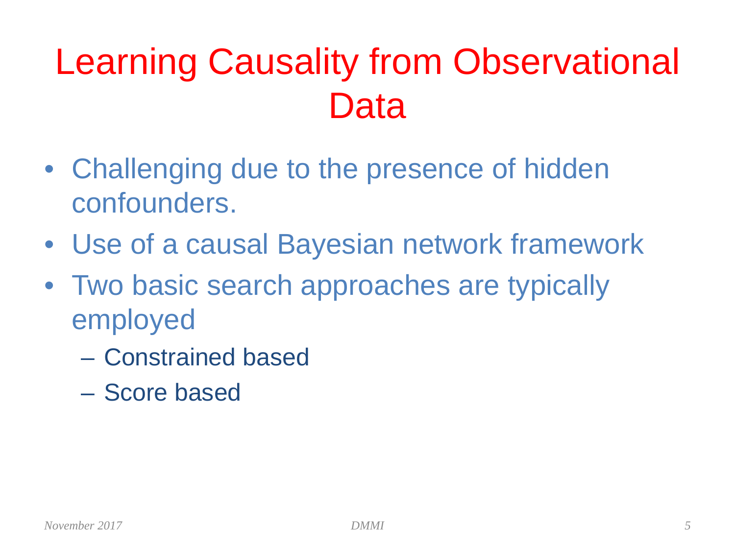# Learning Causality from Observational Data

- Challenging due to the presence of hidden confounders.
- Use of a causal Bayesian network framework
- Two basic search approaches are typically employed
  - Constrained based
  - Score based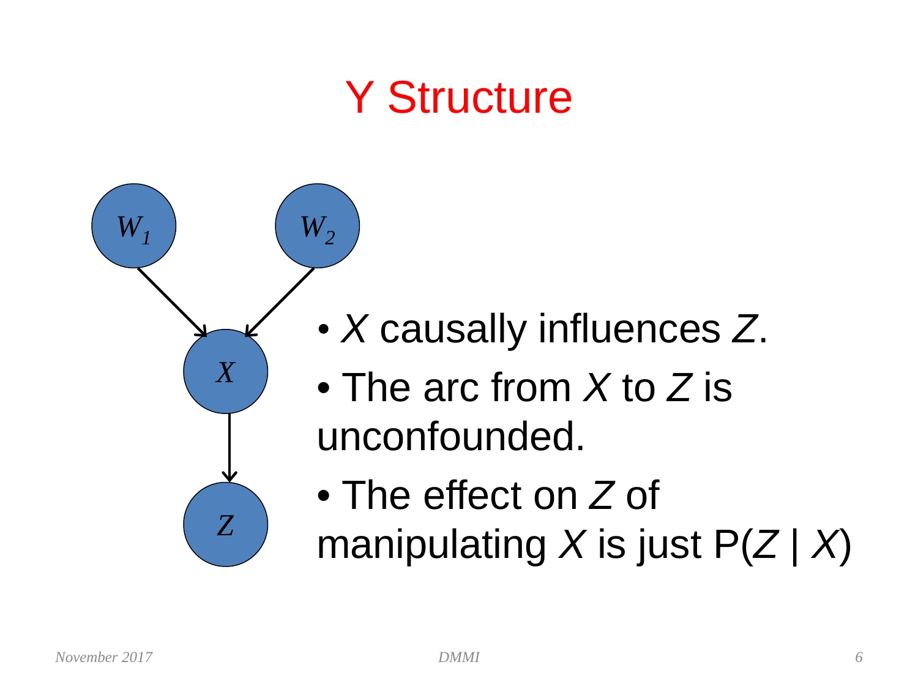# Y Structure

- $X$ causally influences $Z$.
- The arc from $X$ to $Z$ is unconfounded.
- The effect on $Z$ of manipulating $X$ is just $P(Z \mid X)$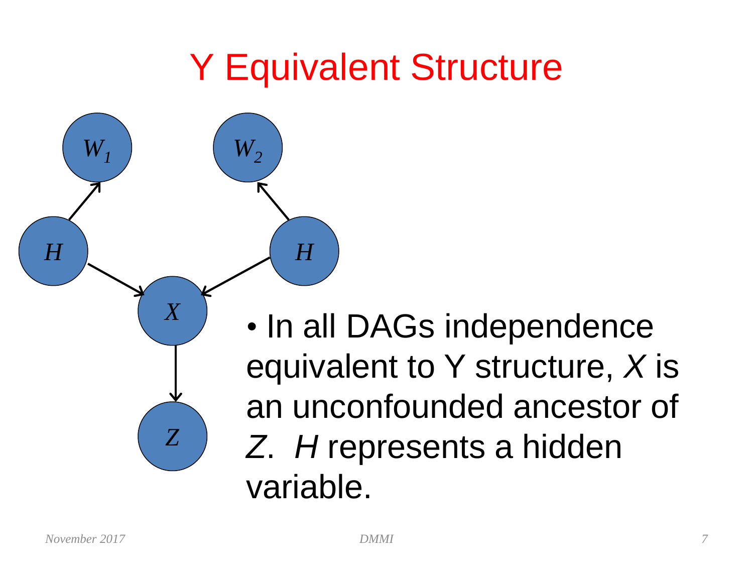# Y Equivalent Structure

- In all DAGs independence equivalent to Y structure, $X$ is an unconfounded ancestor of $Z$. $H$ represents a hidden variable.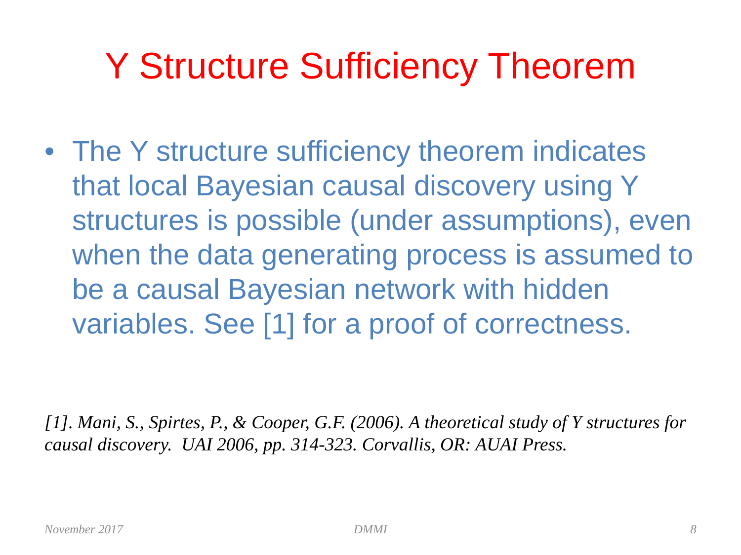# Y Structure Sufficiency Theorem

- The Y structure sufficiency theorem indicates that local Bayesian causal discovery using Y structures is possible (under assumptions), even when the data generating process is assumed to be a causal Bayesian network with hidden variables. See [1] for a proof of correctness.

*[1]. Mani, S., Spirtes, P., & Cooper, G.F. (2006). A theoretical study of Y structures for causal discovery. UAI 2006, pp. 314-323. Corvallis, OR: AUAI Press.*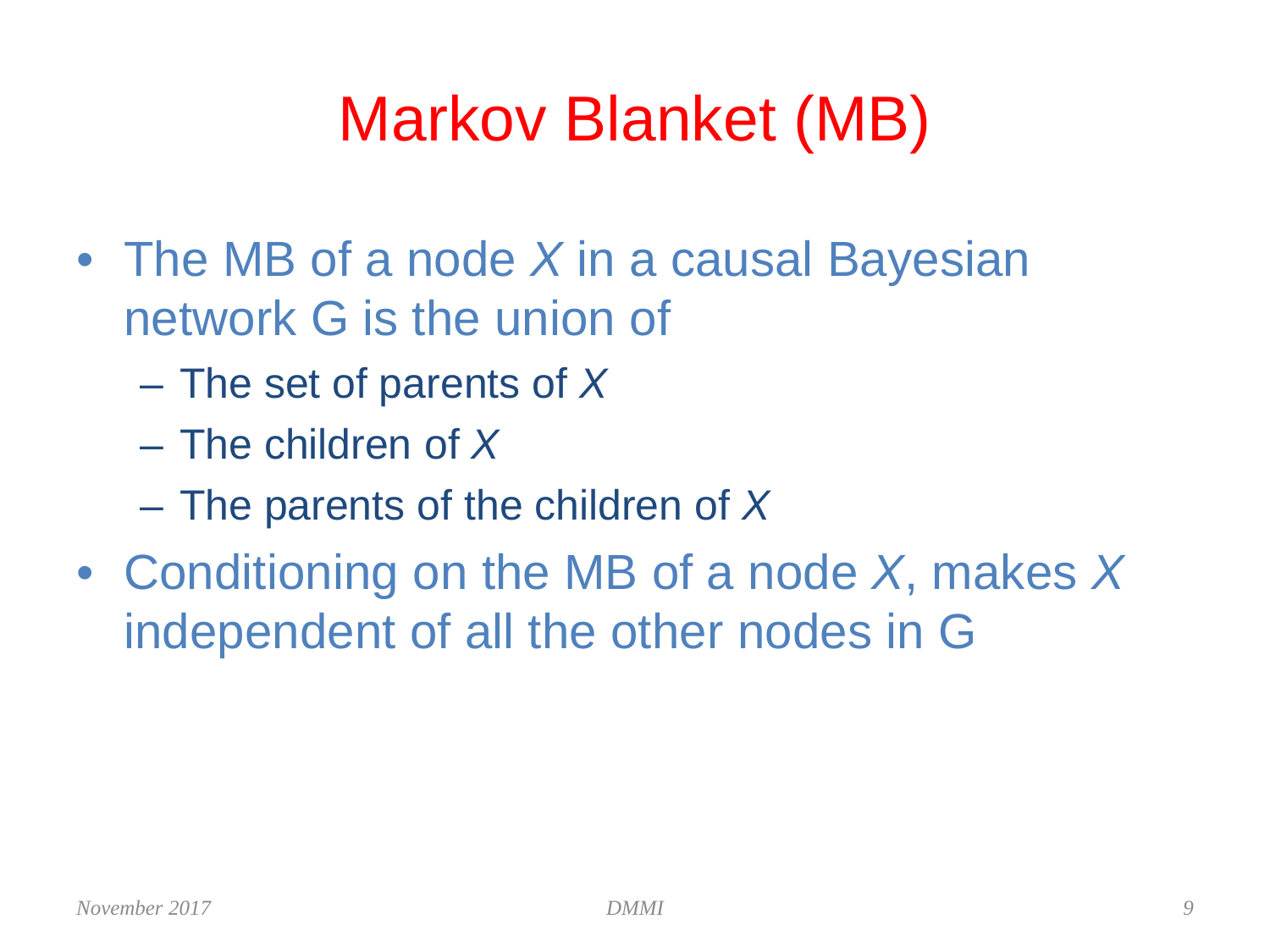# Markov Blanket (MB)

- The MB of a node *X* in a causal Bayesian network G is the union of
  - The set of parents of *X*
  - The children of *X*
  - The parents of the children of *X*
- Conditioning on the MB of a node *X*, makes *X* independent of all the other nodes in G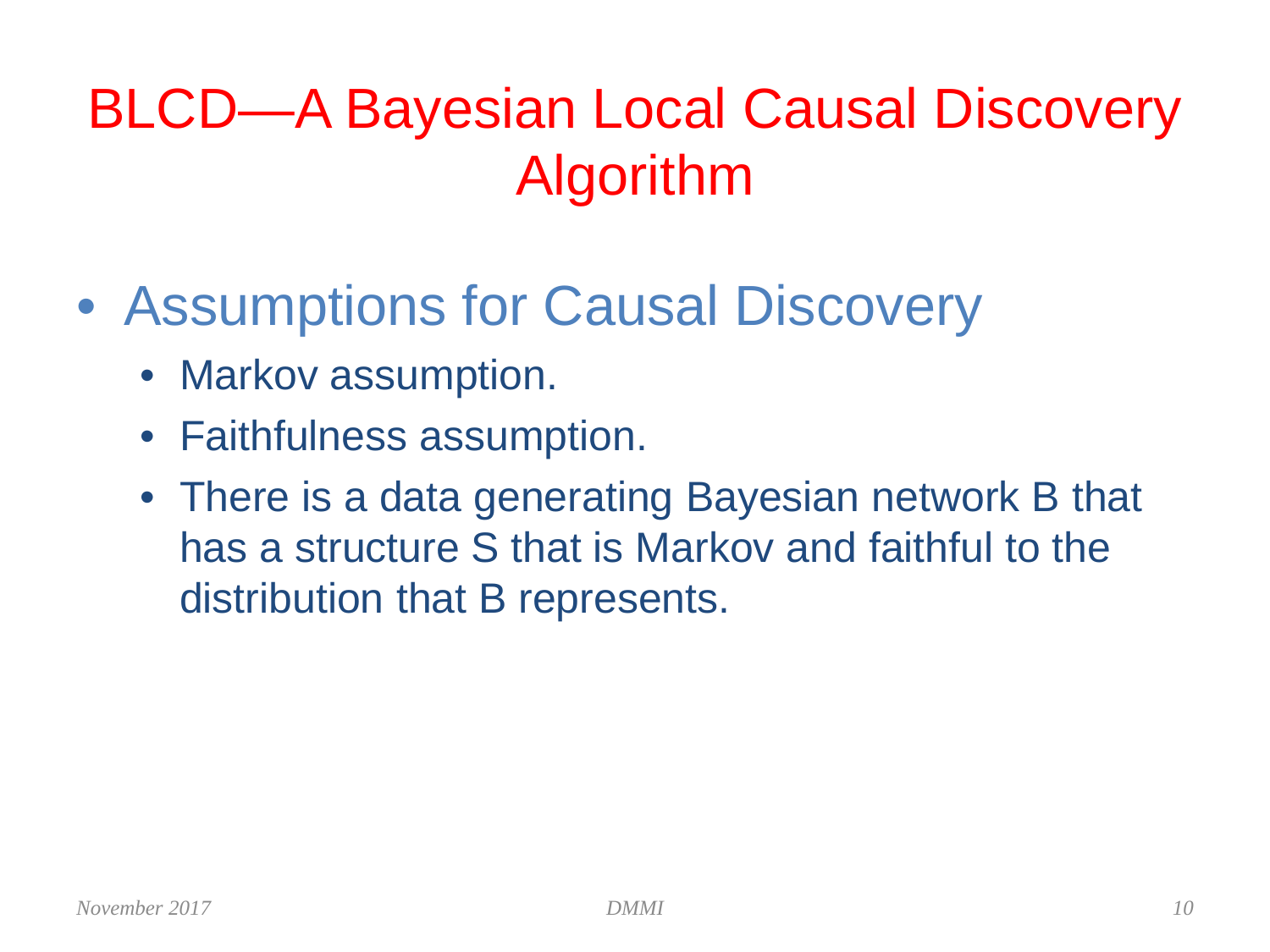# BLCD—A Bayesian Local Causal Discovery Algorithm

- Assumptions for Causal Discovery
  - Markov assumption.
  - Faithfulness assumption.
  - There is a data generating Bayesian network B that has a structure S that is Markov and faithful to the distribution that B represents.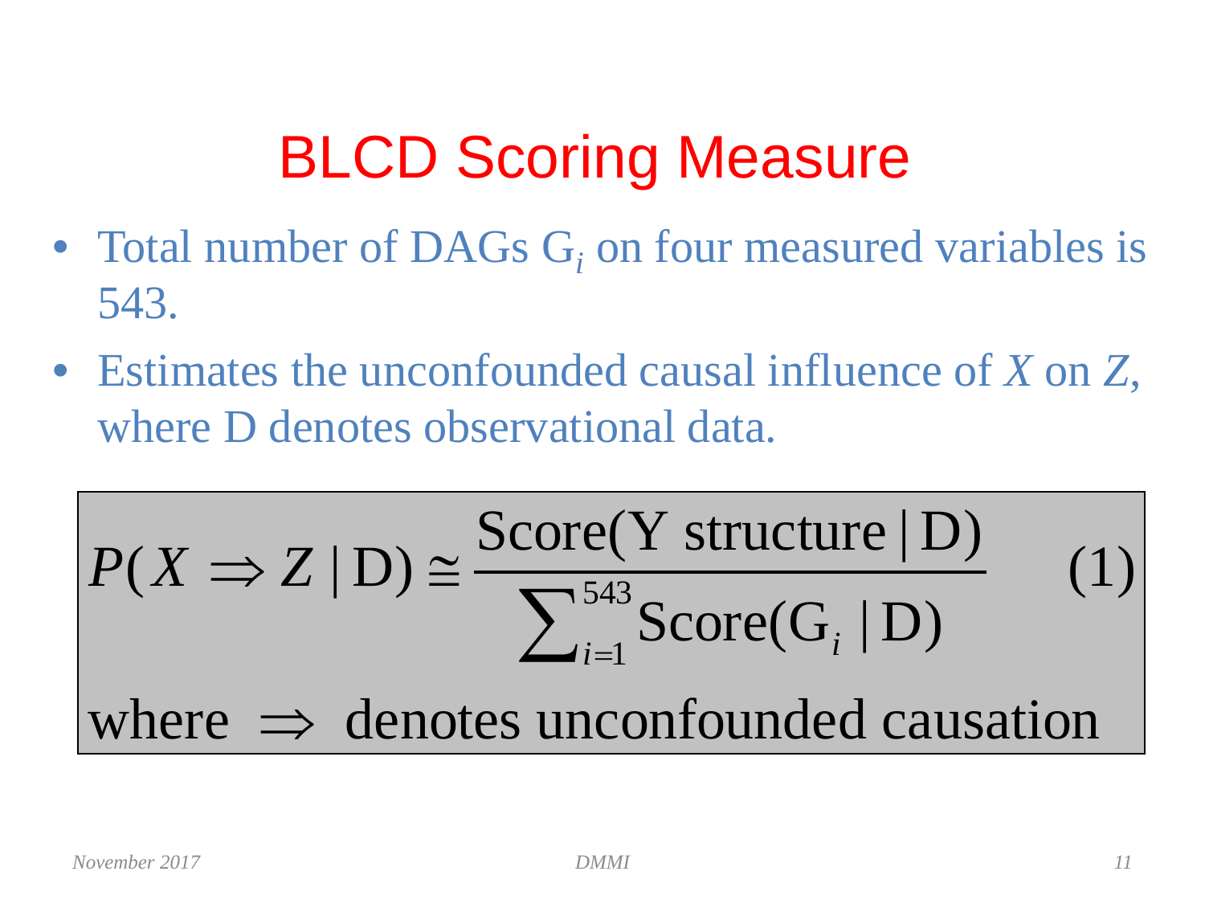# BLCD Scoring Measure

- Total number of DAGs $G_i$ on four measured variables is 543.
- Estimates the unconfounded causal influence of $X$ on $Z$, where D denotes observational data.

$$P(X \Rightarrow Z \mid \mathrm{D}) \cong \frac{\mathrm{Score(Y\ structure} \mid \mathrm{D})}{\sum_{i=1}^{543} \mathrm{Score}(\mathrm{G}_i \mid \mathrm{D})} \qquad (1)$$

where $\Rightarrow$ denotes unconfounded causation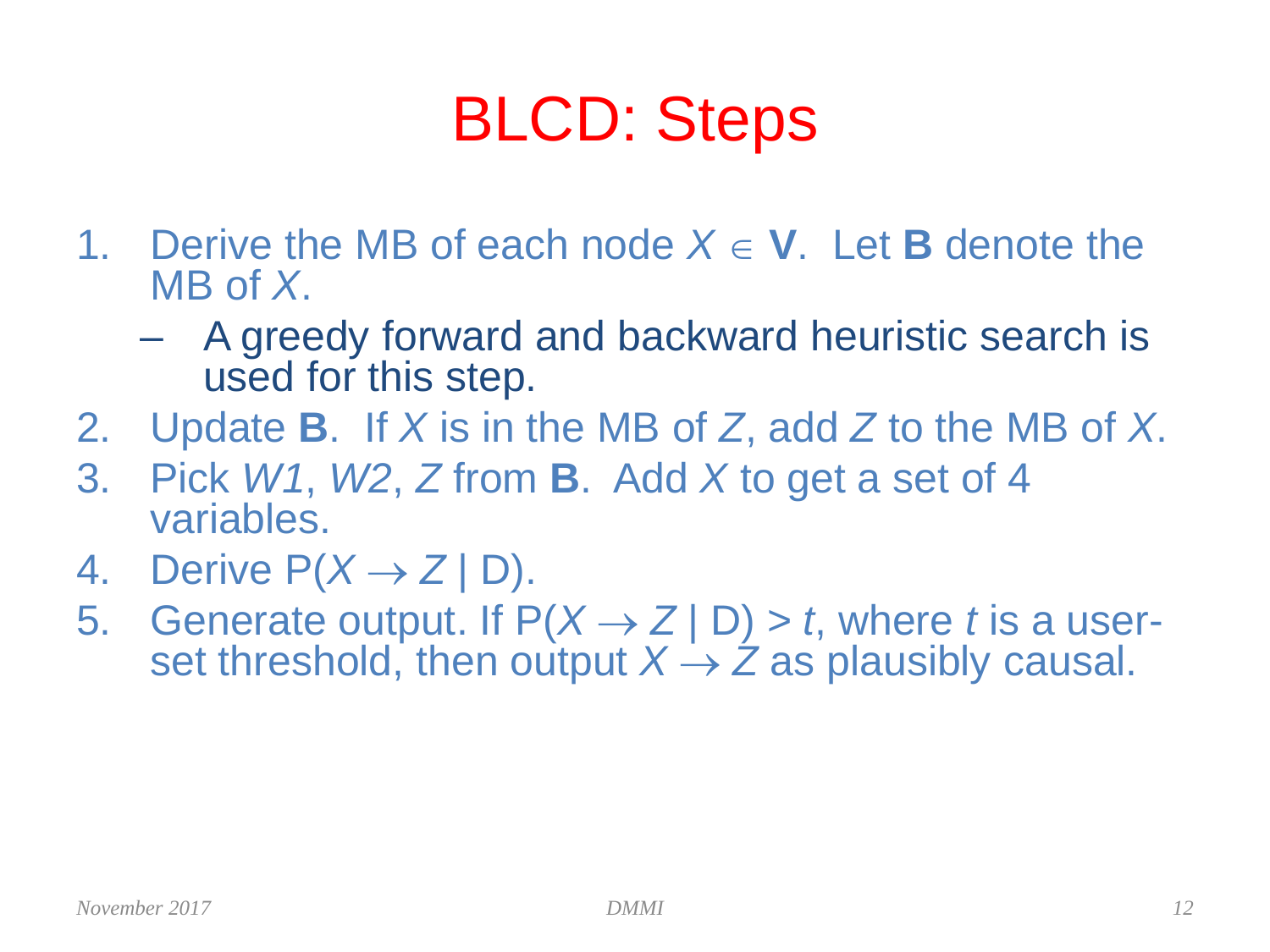# BLCD: Steps

1. Derive the MB of each node $X \in \mathbf{V}$. Let **B** denote the MB of $X$.
   - A greedy forward and backward heuristic search is used for this step.
2. Update **B**. If $X$ is in the MB of $Z$, add $Z$ to the MB of $X$.
3. Pick $W1$, $W2$, $Z$ from **B**. Add $X$ to get a set of 4 variables.
4. Derive $P(X \rightarrow Z \mid D)$.
5. Generate output. If $P(X \rightarrow Z \mid D) > t$, where $t$ is a user-set threshold, then output $X \rightarrow Z$ as plausibly causal.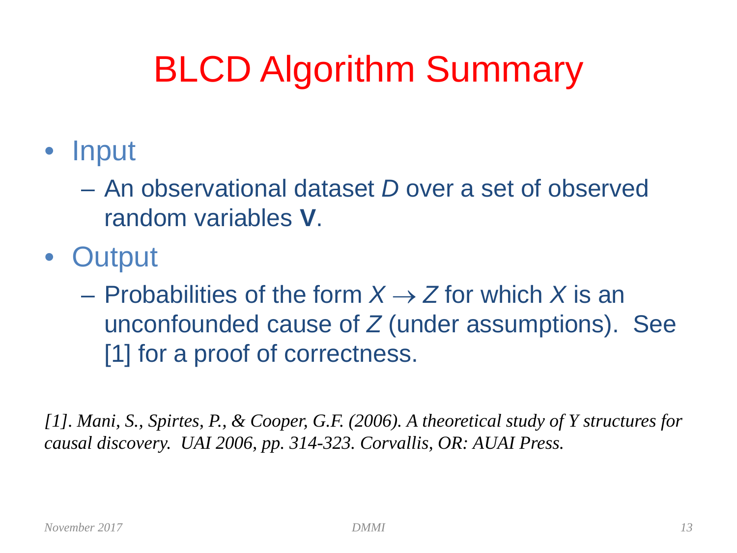# BLCD Algorithm Summary

- Input
  - An observational dataset $D$ over a set of observed random variables **V**.
- Output
  - Probabilities of the form $X \rightarrow Z$ for which $X$ is an unconfounded cause of $Z$ (under assumptions). See [1] for a proof of correctness.

*[1]. Mani, S., Spirtes, P., & Cooper, G.F. (2006). A theoretical study of Y structures for causal discovery. UAI 2006, pp. 314-323. Corvallis, OR: AUAI Press.*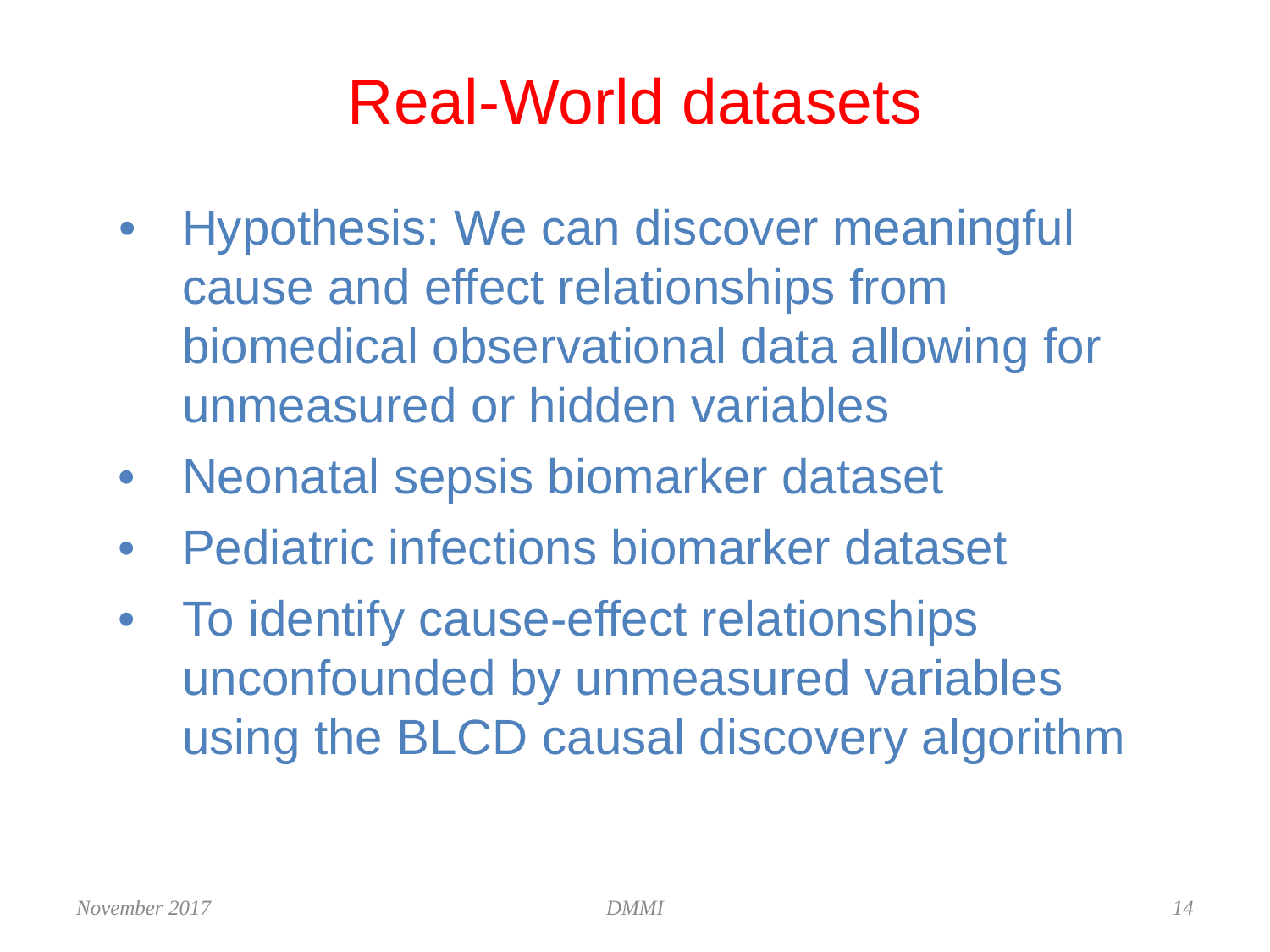# Real-World datasets

- Hypothesis: We can discover meaningful cause and effect relationships from biomedical observational data allowing for unmeasured or hidden variables
- Neonatal sepsis biomarker dataset
- Pediatric infections biomarker dataset
- To identify cause-effect relationships unconfounded by unmeasured variables using the BLCD causal discovery algorithm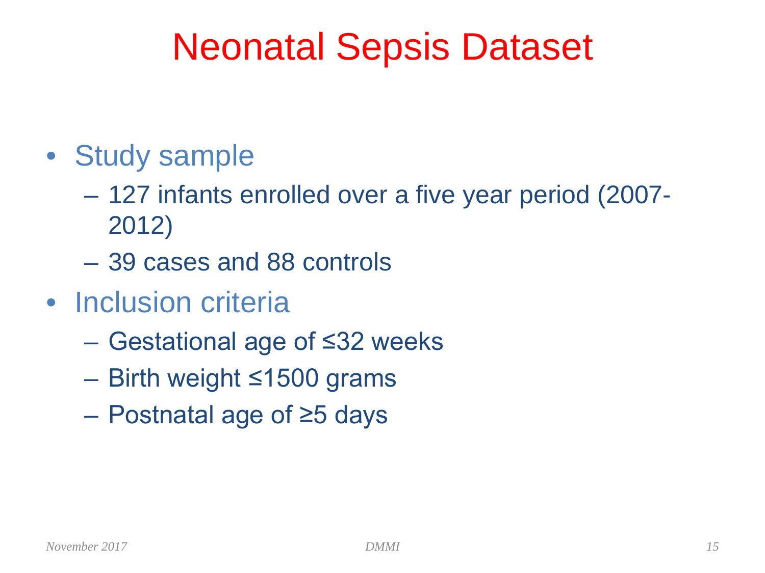# Neonatal Sepsis Dataset

- Study sample
  - 127 infants enrolled over a five year period (2007-2012)
  - 39 cases and 88 controls
- Inclusion criteria
  - Gestational age of ≤32 weeks
  - Birth weight ≤1500 grams
  - Postnatal age of ≥5 days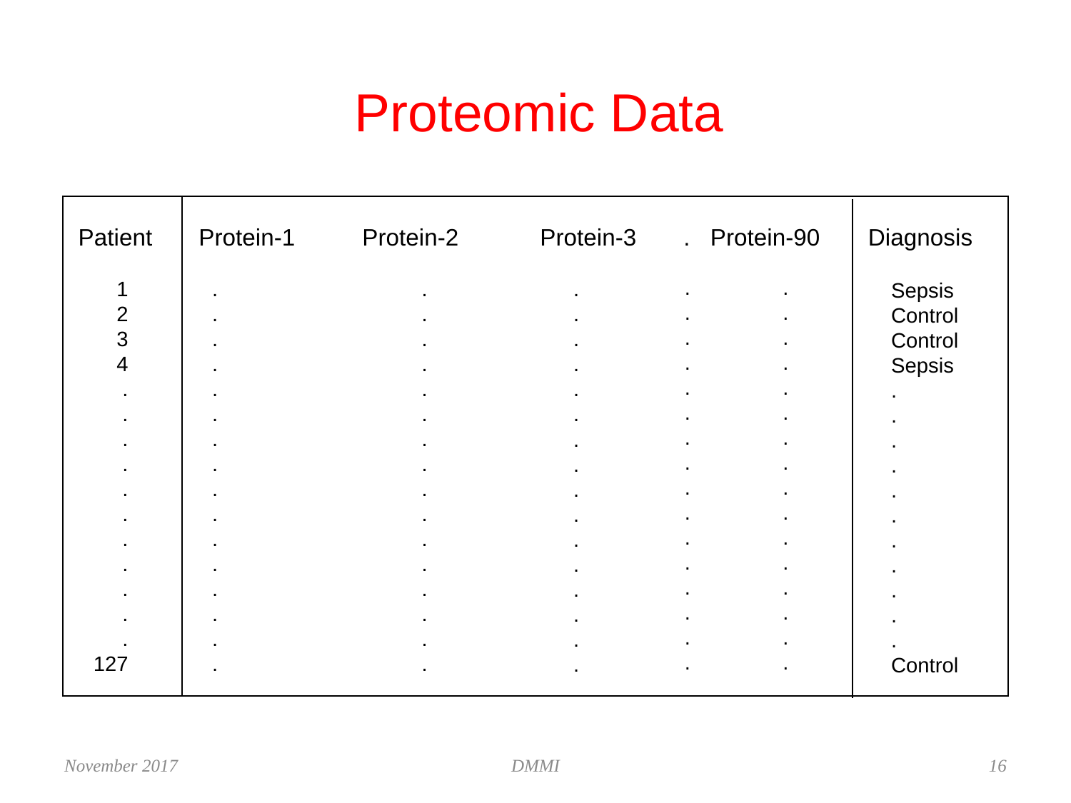# Proteomic Data

| Patient | Protein-1 | Protein-2 | Protein-3 | . | Protein-90 | Diagnosis |
|---|---|---|---|---|---|---|
| 1 | . | . | . | . | . | Sepsis |
| 2 | . | . | . | . | . | Control |
| 3 | . | . | . | . | . | Control |
| 4 | . | . | . | . | . | Sepsis |
| . | . | . | . | . | . | . |
| . | . | . | . | . | . | . |
| . | . | . | . | . | . | . |
| . | . | . | . | . | . | . |
| . | . | . | . | . | . | . |
| . | . | . | . | . | . | . |
| . | . | . | . | . | . | . |
| . | . | . | . | . | . | . |
| . | . | . | . | . | . | . |
| . | . | . | . | . | . | . |
| . | . | . | . | . | . | . |
| 127 | . | . | . | . | . | Control |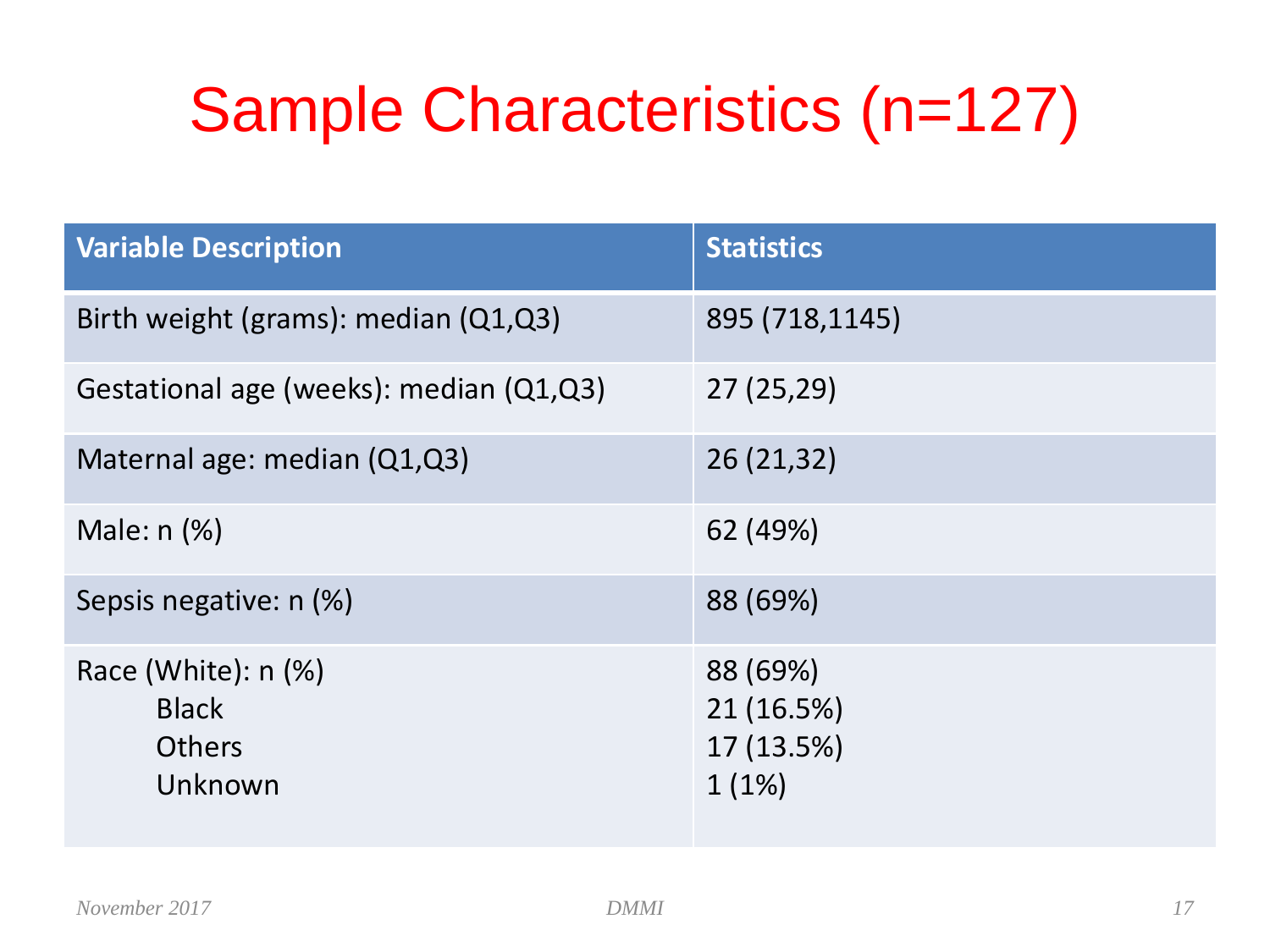# Sample Characteristics (n=127)

| Variable Description | Statistics |
| --- | --- |
| Birth weight (grams): median (Q1,Q3) | 895 (718,1145) |
| Gestational age (weeks): median (Q1,Q3) | 27 (25,29) |
| Maternal age: median (Q1,Q3) | 26 (21,32) |
| Male: n (%) | 62 (49%) |
| Sepsis negative: n (%) | 88 (69%) |
| Race (White): n (%) | 88 (69%) |
| Black | 21 (16.5%) |
| Others | 17 (13.5%) |
| Unknown | 1 (1%) |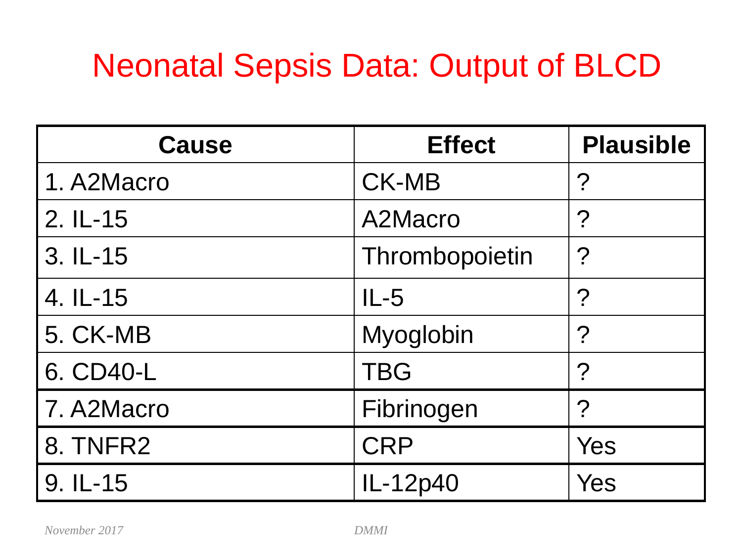# Neonatal Sepsis Data: Output of BLCD

| Cause | Effect | Plausible |
|---|---|---|
| 1. A2Macro | CK-MB | ? |
| 2. IL-15 | A2Macro | ? |
| 3. IL-15 | Thrombopoietin | ? |
| 4. IL-15 | IL-5 | ? |
| 5. CK-MB | Myoglobin | ? |
| 6. CD40-L | TBG | ? |
| 7. A2Macro | Fibrinogen | ? |
| 8. TNFR2 | CRP | Yes |
| 9. IL-15 | IL-12p40 | Yes |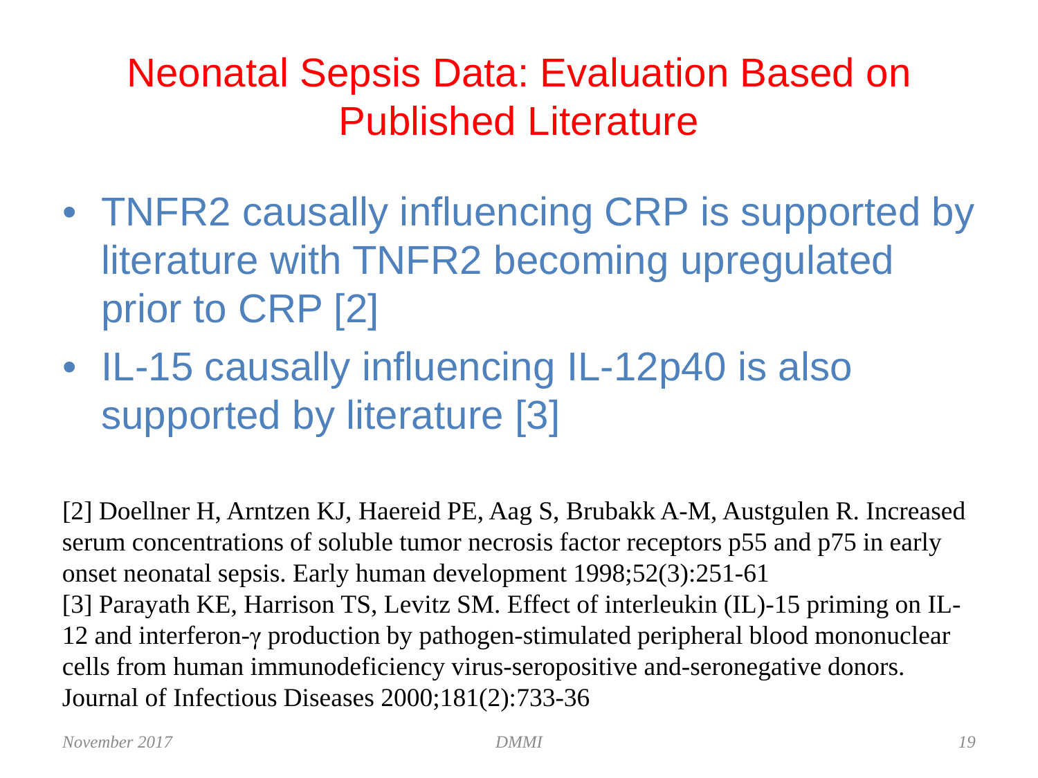# Neonatal Sepsis Data: Evaluation Based on Published Literature

- TNFR2 causally influencing CRP is supported by literature with TNFR2 becoming upregulated prior to CRP [2]
- IL-15 causally influencing IL-12p40 is also supported by literature [3]

[2] Doellner H, Arntzen KJ, Haereid PE, Aag S, Brubakk A-M, Austgulen R. Increased serum concentrations of soluble tumor necrosis factor receptors p55 and p75 in early onset neonatal sepsis. Early human development 1998;52(3):251-61
[3] Parayath KE, Harrison TS, Levitz SM. Effect of interleukin (IL)-15 priming on IL-12 and interferon-γ production by pathogen-stimulated peripheral blood mononuclear cells from human immunodeficiency virus-seropositive and-seronegative donors. Journal of Infectious Diseases 2000;181(2):733-36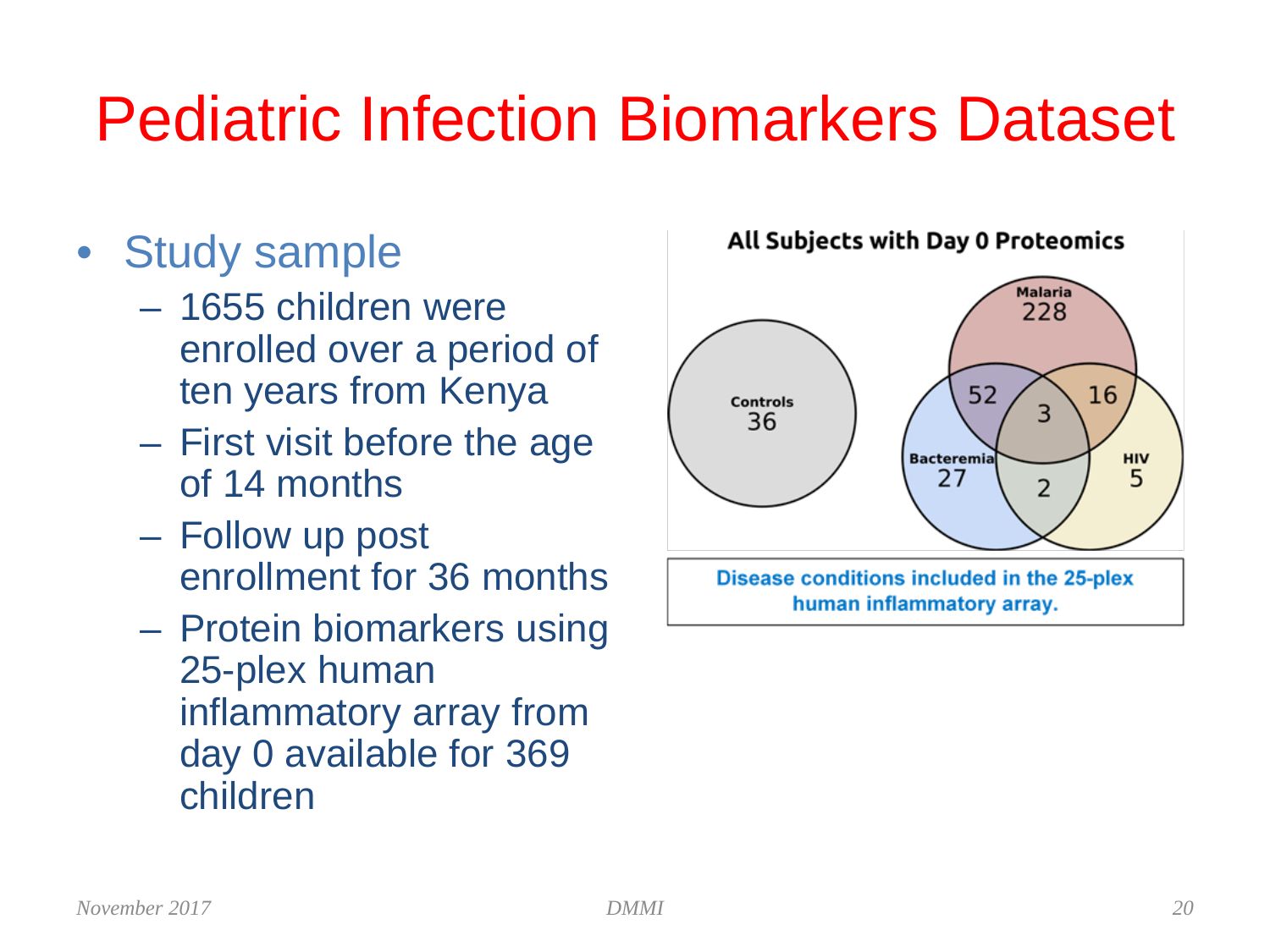# Pediatric Infection Biomarkers Dataset

- Study sample
  - 1655 children were enrolled over a period of ten years from Kenya
  - First visit before the age of 14 months
  - Follow up post enrollment for 36 months
  - Protein biomarkers using 25-plex human inflammatory array from day 0 available for 369 children

**All Subjects with Day 0 Proteomics**

Controls 36

Malaria 228

Bacteremia 27

HIV 5

52

16

3

2

**Disease conditions included in the 25-plex human inflammatory array.**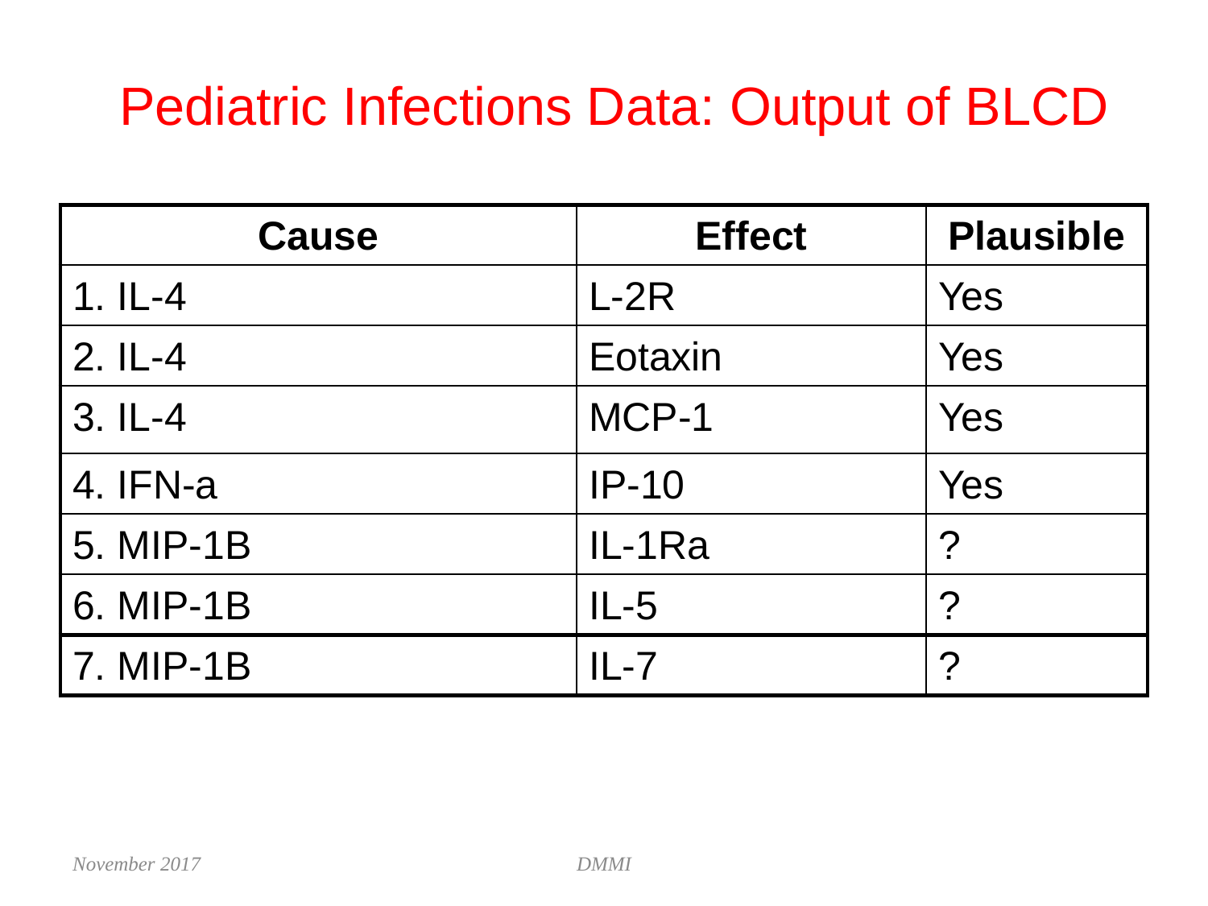# Pediatric Infections Data: Output of BLCD

| Cause | Effect | Plausible |
| --- | --- | --- |
| 1. IL-4 | L-2R | Yes |
| 2. IL-4 | Eotaxin | Yes |
| 3. IL-4 | MCP-1 | Yes |
| 4. IFN-a | IP-10 | Yes |
| 5. MIP-1B | IL-1Ra | ? |
| 6. MIP-1B | IL-5 | ? |
| 7. MIP-1B | IL-7 | ? |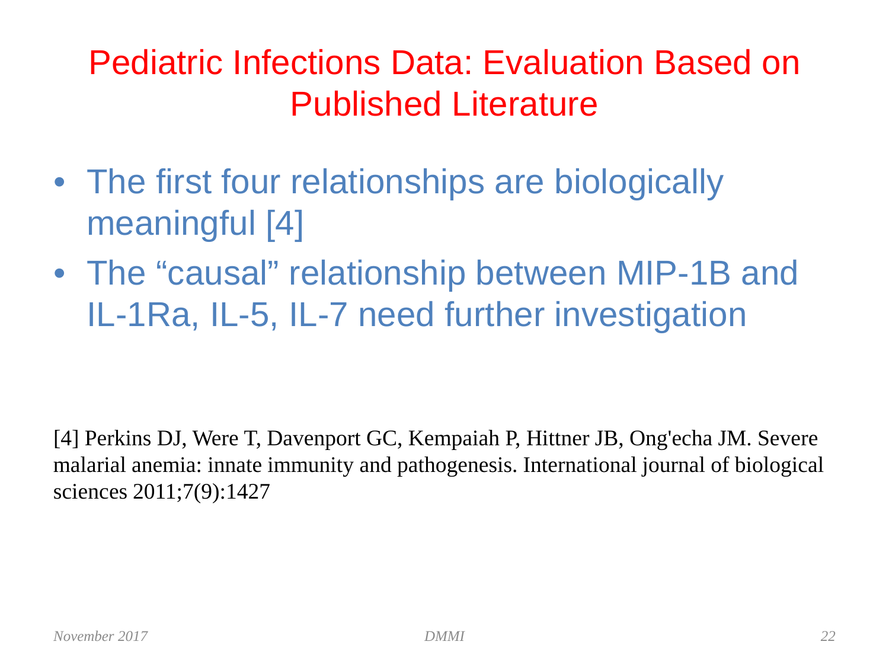# Pediatric Infections Data: Evaluation Based on Published Literature

- The first four relationships are biologically meaningful [4]
- The "causal" relationship between MIP-1B and IL-1Ra, IL-5, IL-7 need further investigation

[4] Perkins DJ, Were T, Davenport GC, Kempaiah P, Hittner JB, Ong'echa JM. Severe malarial anemia: innate immunity and pathogenesis. International journal of biological sciences 2011;7(9):1427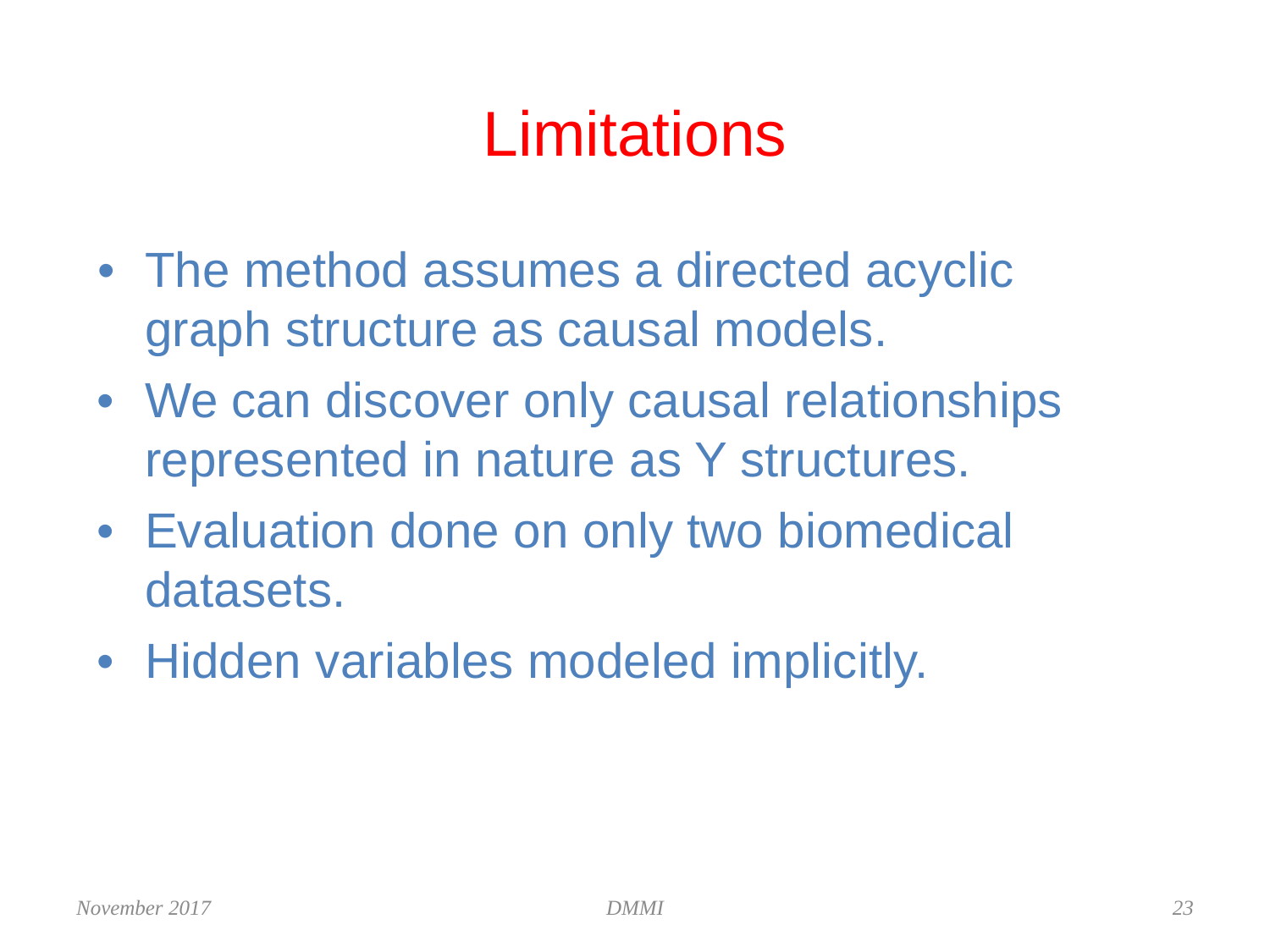# Limitations

- The method assumes a directed acyclic graph structure as causal models.
- We can discover only causal relationships represented in nature as Y structures.
- Evaluation done on only two biomedical datasets.
- Hidden variables modeled implicitly.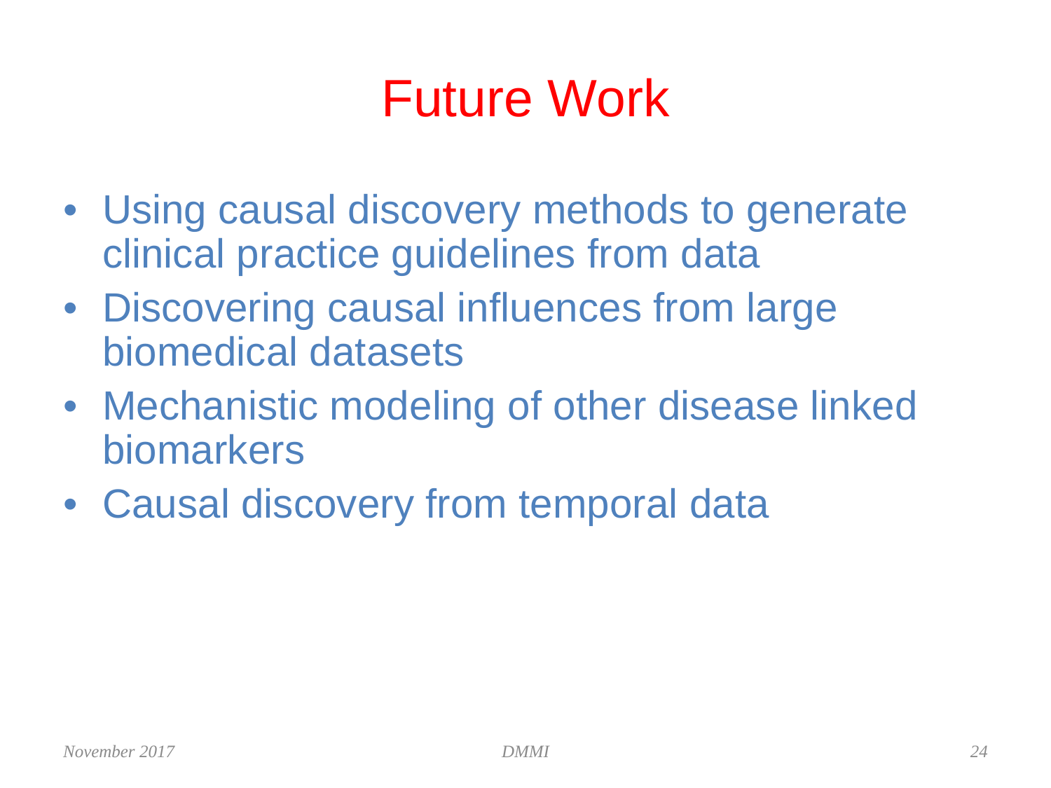# Future Work

- Using causal discovery methods to generate clinical practice guidelines from data
- Discovering causal influences from large biomedical datasets
- Mechanistic modeling of other disease linked biomarkers
- Causal discovery from temporal data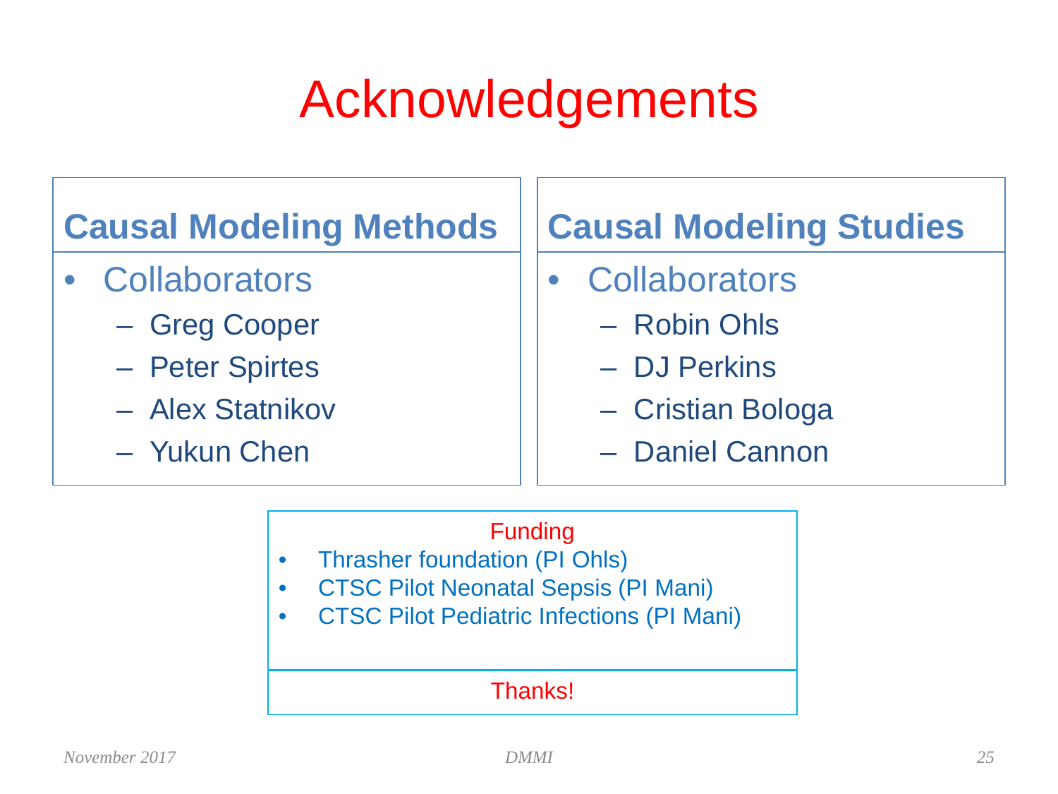# Acknowledgements

## Causal Modeling Methods

- Collaborators
  - Greg Cooper
  - Peter Spirtes
  - Alex Statnikov
  - Yukun Chen

## Causal Modeling Studies

- Collaborators
  - Robin Ohls
  - DJ Perkins
  - Cristian Bologa
  - Daniel Cannon

### Funding

- Thrasher foundation (PI Ohls)
- CTSC Pilot Neonatal Sepsis (PI Mani)
- CTSC Pilot Pediatric Infections (PI Mani)

Thanks!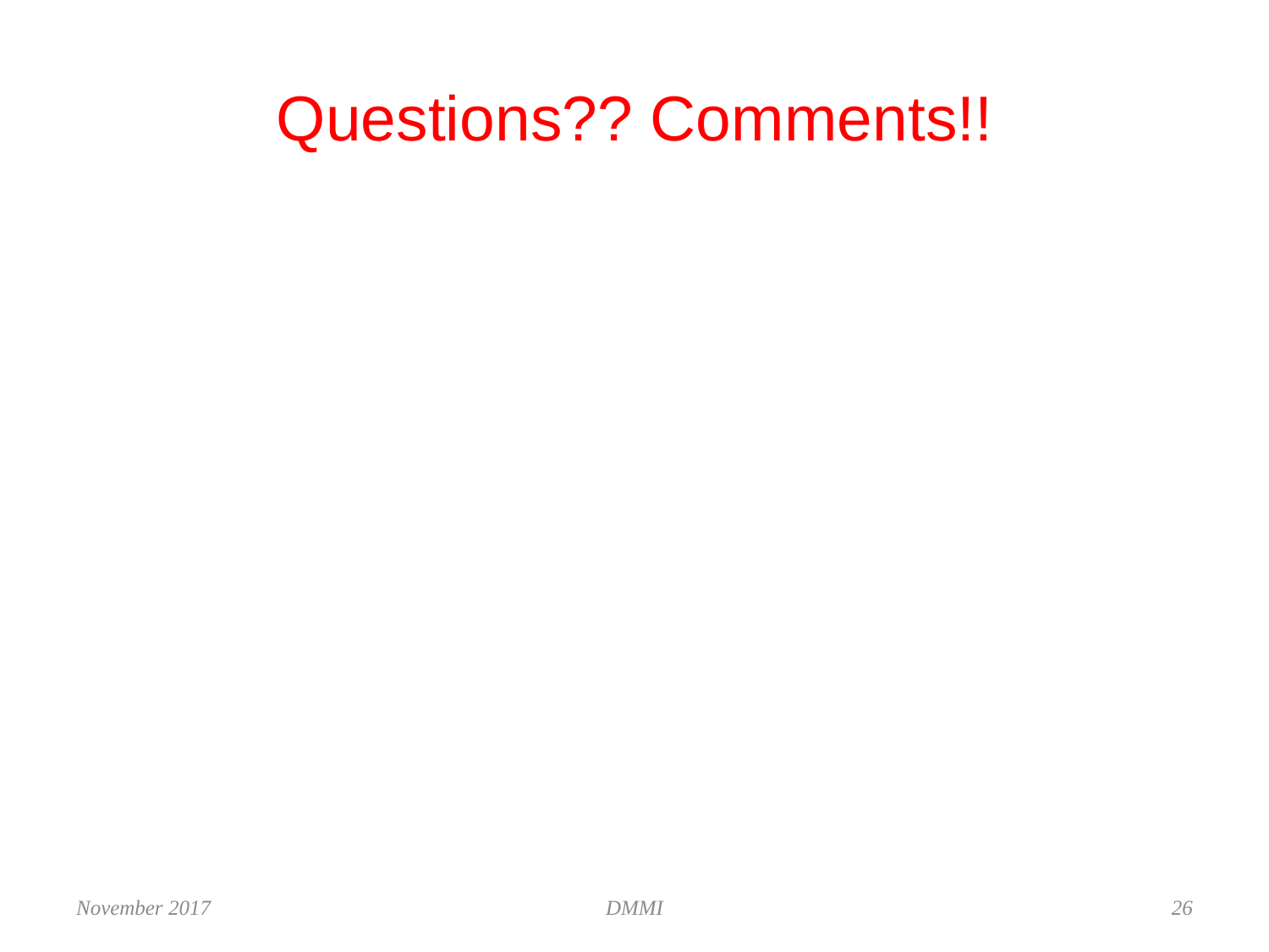# Questions?? Comments!!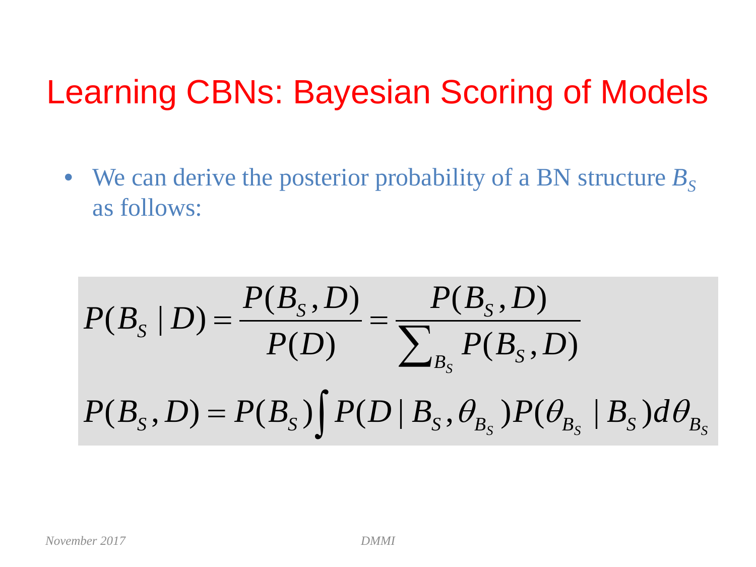# Learning CBNs: Bayesian Scoring of Models

- We can derive the posterior probability of a BN structure $B_S$ as follows:

$$P(B_S \mid D) = \frac{P(B_S, D)}{P(D)} = \frac{P(B_S, D)}{\sum_{B_S} P(B_S, D)}$$

$$P(B_S, D) = P(B_S) \int P(D \mid B_S, \theta_{B_S}) P(\theta_{B_S} \mid B_S) d\theta_{B_S}$$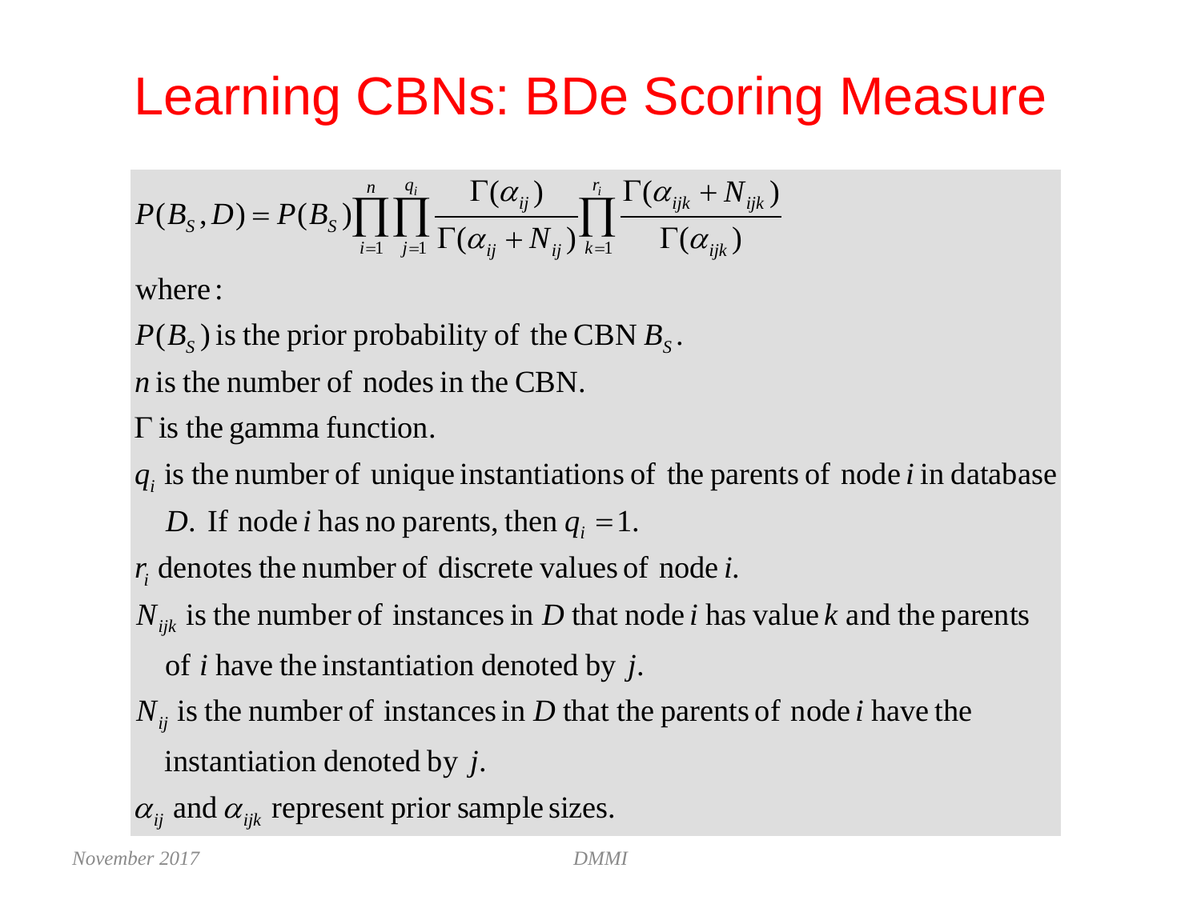# Learning CBNs: BDe Scoring Measure

$$P(B_S, D) = P(B_S)\prod_{i=1}^{n}\prod_{j=1}^{q_i}\frac{\Gamma(\alpha_{ij})}{\Gamma(\alpha_{ij}+N_{ij})}\prod_{k=1}^{r_i}\frac{\Gamma(\alpha_{ijk}+N_{ijk})}{\Gamma(\alpha_{ijk})}$$

where:

$P(B_S)$ is the prior probability of the CBN $B_S$.

$n$ is the number of nodes in the CBN.

$\Gamma$ is the gamma function.

$q_i$ is the number of unique instantiations of the parents of node $i$ in database $D$. If node $i$ has no parents, then $q_i = 1$.

$r_i$ denotes the number of discrete values of node $i$.

$N_{ijk}$ is the number of instances in $D$ that node $i$ has value $k$ and the parents of $i$ have the instantiation denoted by $j$.

$N_{ij}$ is the number of instances in $D$ that the parents of node $i$ have the instantiation denoted by $j$.

$\alpha_{ij}$ and $\alpha_{ijk}$ represent prior sample sizes.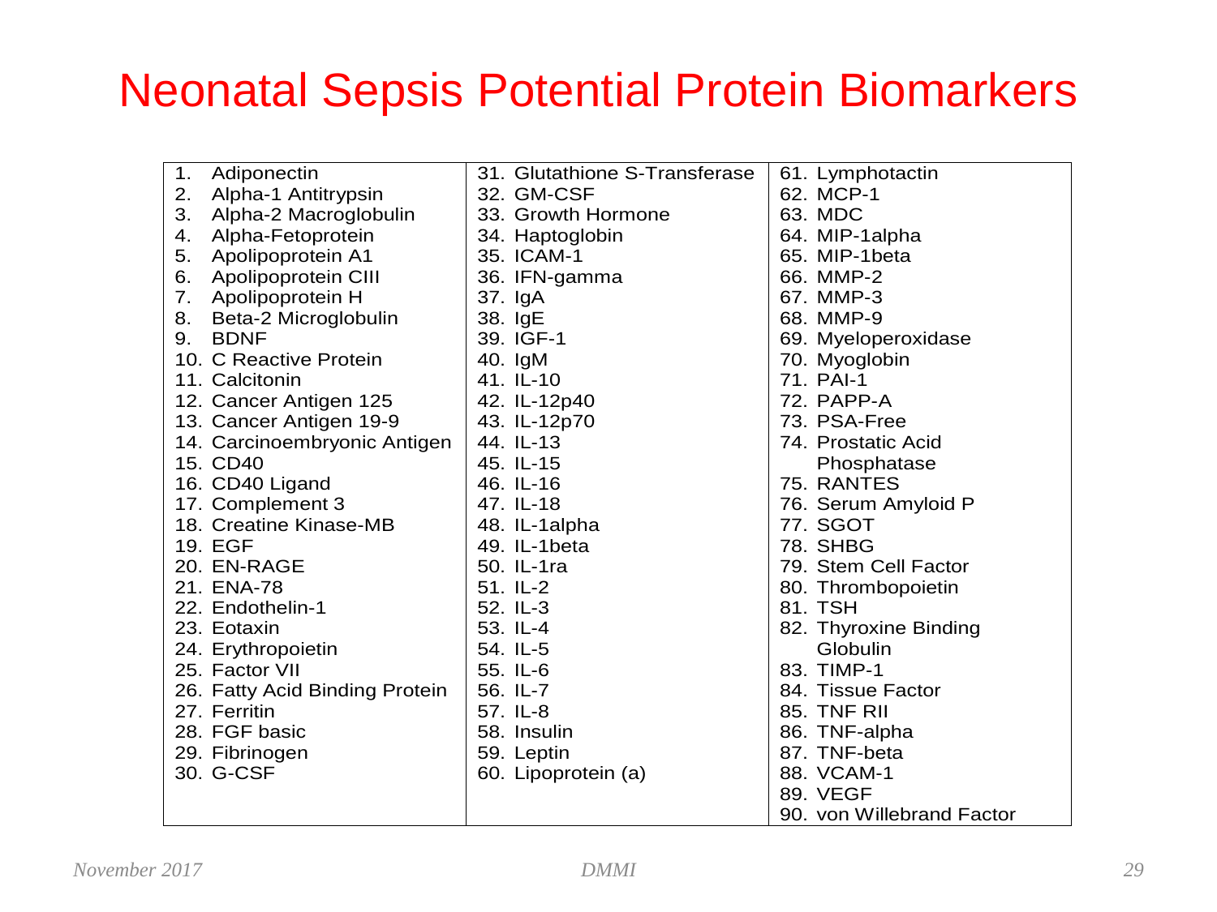# Neonatal Sepsis Potential Protein Biomarkers

1. Adiponectin
2. Alpha-1 Antitrypsin
3. Alpha-2 Macroglobulin
4. Alpha-Fetoprotein
5. Apolipoprotein A1
6. Apolipoprotein CIII
7. Apolipoprotein H
8. Beta-2 Microglobulin
9. BDNF
10. C Reactive Protein
11. Calcitonin
12. Cancer Antigen 125
13. Cancer Antigen 19-9
14. Carcinoembryonic Antigen
15. CD40
16. CD40 Ligand
17. Complement 3
18. Creatine Kinase-MB
19. EGF
20. EN-RAGE
21. ENA-78
22. Endothelin-1
23. Eotaxin
24. Erythropoietin
25. Factor VII
26. Fatty Acid Binding Protein
27. Ferritin
28. FGF basic
29. Fibrinogen
30. G-CSF
31. Glutathione S-Transferase
32. GM-CSF
33. Growth Hormone
34. Haptoglobin
35. ICAM-1
36. IFN-gamma
37. IgA
38. IgE
39. IGF-1
40. IgM
41. IL-10
42. IL-12p40
43. IL-12p70
44. IL-13
45. IL-15
46. IL-16
47. IL-18
48. IL-1alpha
49. IL-1beta
50. IL-1ra
51. IL-2
52. IL-3
53. IL-4
54. IL-5
55. IL-6
56. IL-7
57. IL-8
58. Insulin
59. Leptin
60. Lipoprotein (a)
61. Lymphotactin
62. MCP-1
63. MDC
64. MIP-1alpha
65. MIP-1beta
66. MMP-2
67. MMP-3
68. MMP-9
69. Myeloperoxidase
70. Myoglobin
71. PAI-1
72. PAPP-A
73. PSA-Free
74. Prostatic Acid Phosphatase
75. RANTES
76. Serum Amyloid P
77. SGOT
78. SHBG
79. Stem Cell Factor
80. Thrombopoietin
81. TSH
82. Thyroxine Binding Globulin
83. TIMP-1
84. Tissue Factor
85. TNF RII
86. TNF-alpha
87. TNF-beta
88. VCAM-1
89. VEGF
90. von Willebrand Factor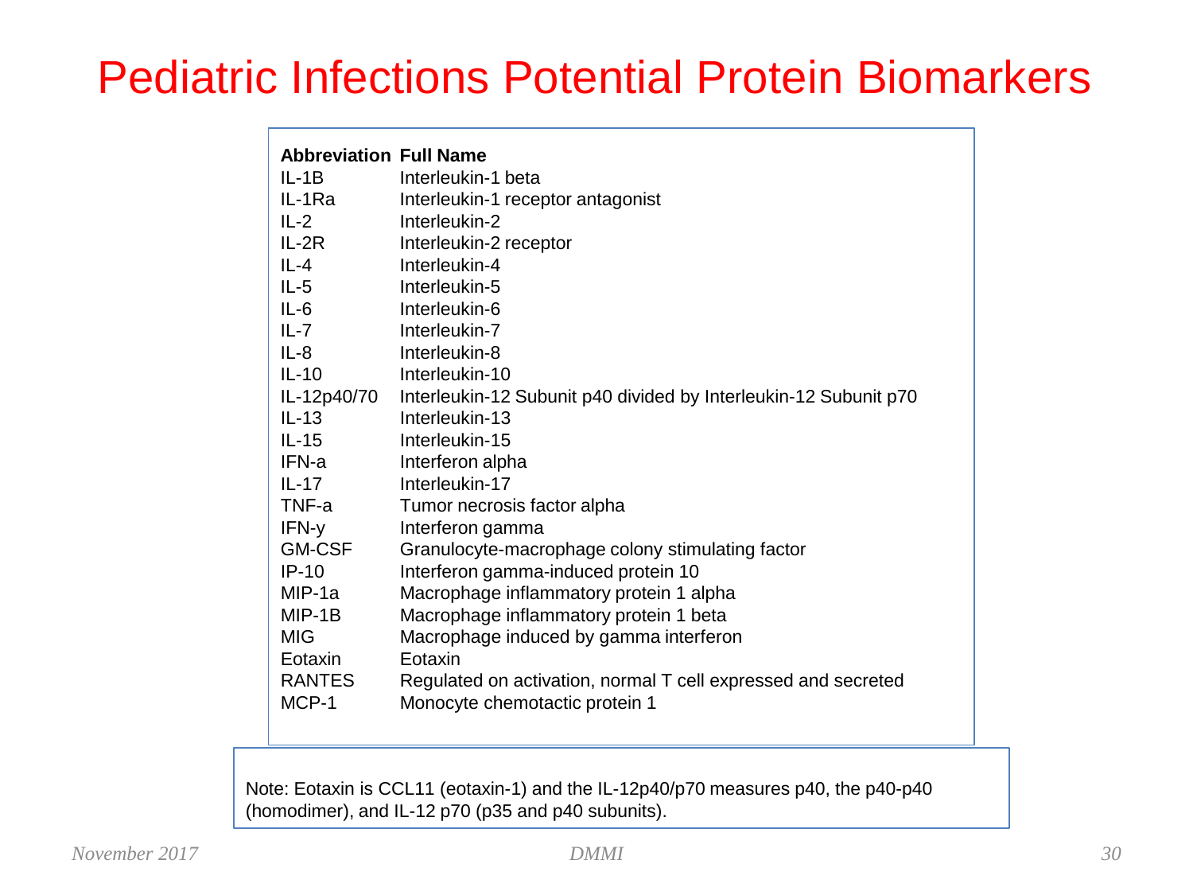# Pediatric Infections Potential Protein Biomarkers

| Abbreviation | Full Name |
|---|---|
| IL-1B | Interleukin-1 beta |
| IL-1Ra | Interleukin-1 receptor antagonist |
| IL-2 | Interleukin-2 |
| IL-2R | Interleukin-2 receptor |
| IL-4 | Interleukin-4 |
| IL-5 | Interleukin-5 |
| IL-6 | Interleukin-6 |
| IL-7 | Interleukin-7 |
| IL-8 | Interleukin-8 |
| IL-10 | Interleukin-10 |
| IL-12p40/70 | Interleukin-12 Subunit p40 divided by Interleukin-12 Subunit p70 |
| IL-13 | Interleukin-13 |
| IL-15 | Interleukin-15 |
| IFN-a | Interferon alpha |
| IL-17 | Interleukin-17 |
| TNF-a | Tumor necrosis factor alpha |
| IFN-y | Interferon gamma |
| GM-CSF | Granulocyte-macrophage colony stimulating factor |
| IP-10 | Interferon gamma-induced protein 10 |
| MIP-1a | Macrophage inflammatory protein 1 alpha |
| MIP-1B | Macrophage inflammatory protein 1 beta |
| MIG | Macrophage induced by gamma interferon |
| Eotaxin | Eotaxin |
| RANTES | Regulated on activation, normal T cell expressed and secreted |
| MCP-1 | Monocyte chemotactic protein 1 |

Note: Eotaxin is CCL11 (eotaxin-1) and the IL-12p40/p70 measures p40, the p40-p40 (homodimer), and IL-12 p70 (p35 and p40 subunits).